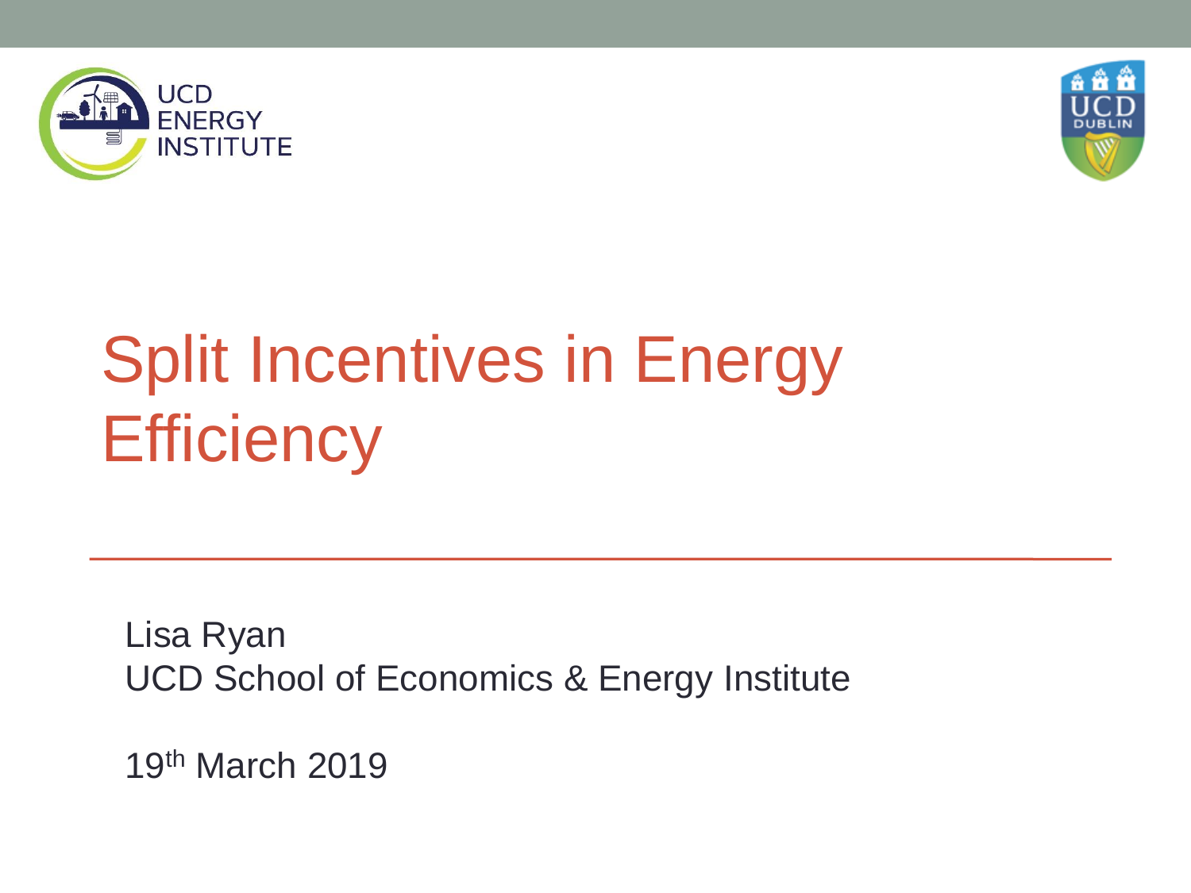# Split Incentives in Energy Efficiency

Lisa Ryan
UCD School of Economics & Energy Institute

19th March 2019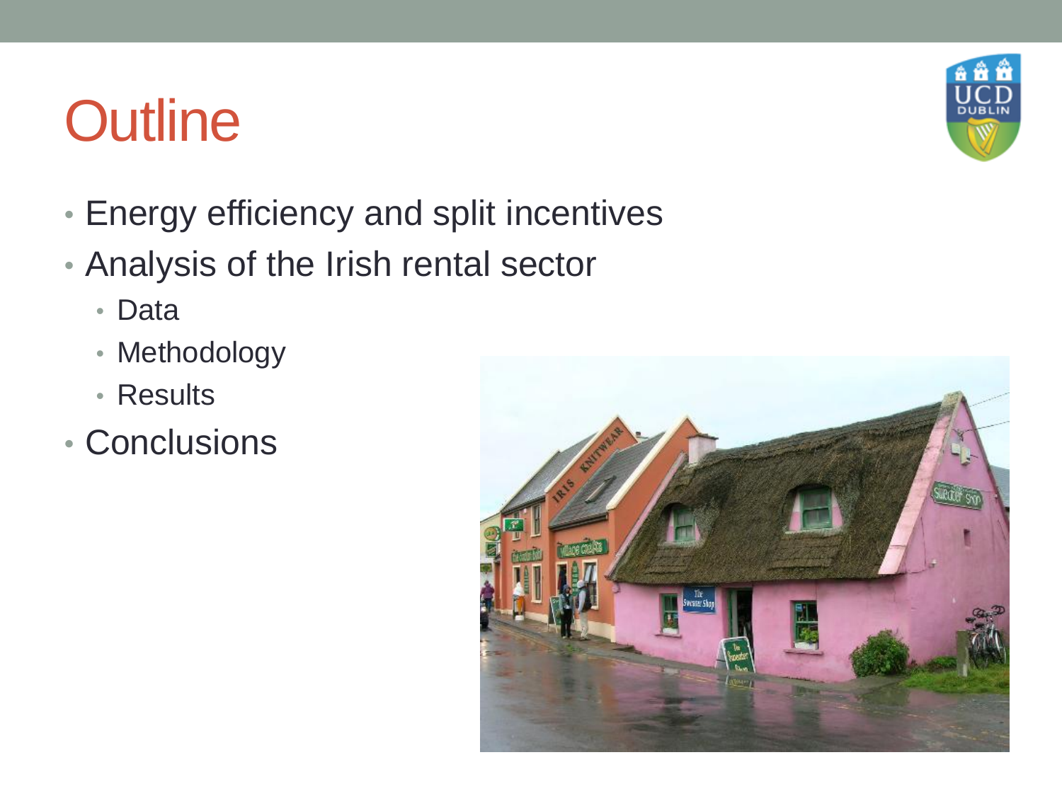# Outline

- Energy efficiency and split incentives
- Analysis of the Irish rental sector
  - Data
  - Methodology
  - Results
- Conclusions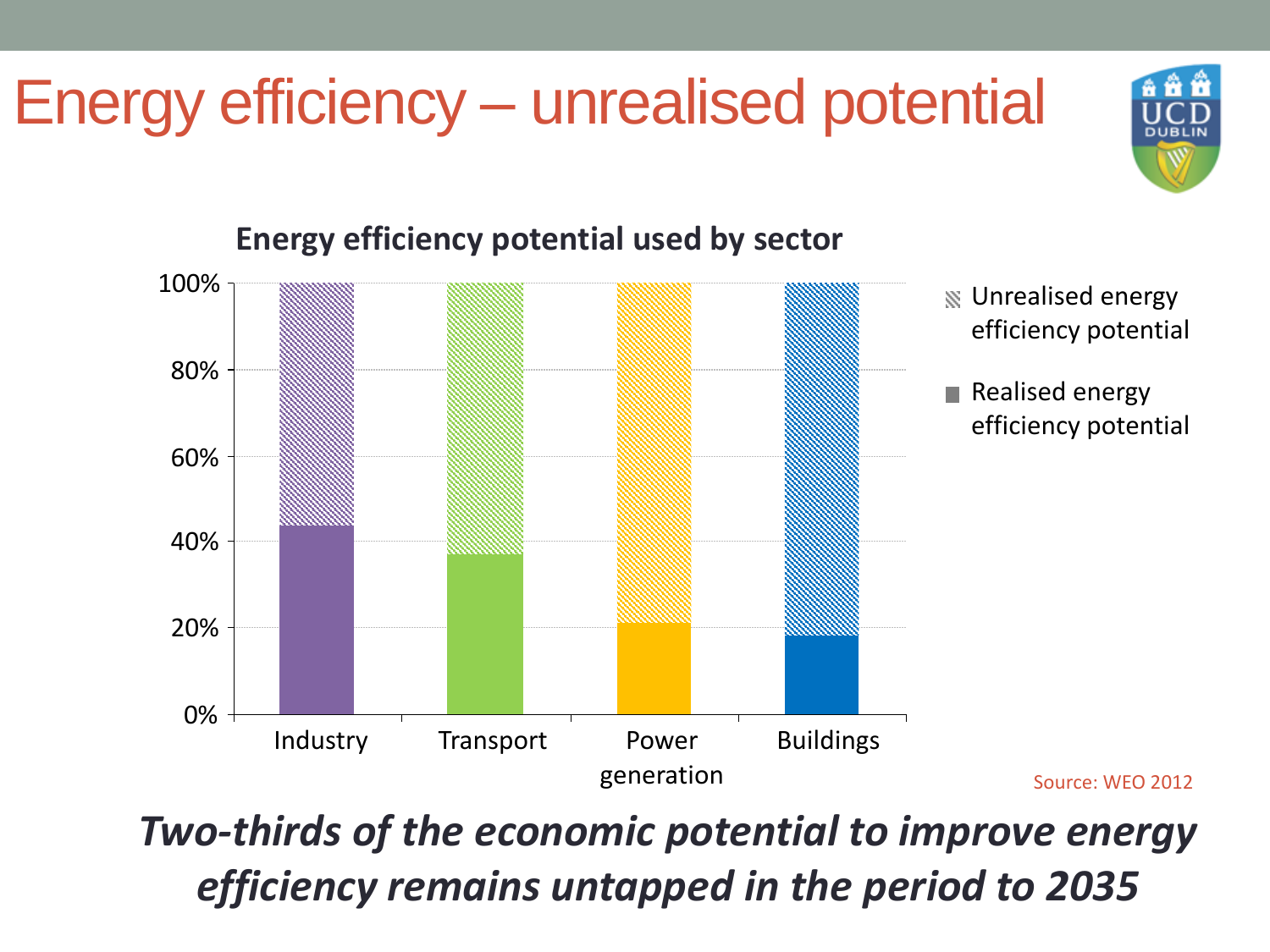# Energy efficiency – unrealised potential

**Energy efficiency potential used by sector**

| Sector | Realised energy efficiency potential | Unrealised energy efficiency potential |
|---|---|---|
| Industry | ~44% | ~56% |
| Transport | ~37% | ~63% |
| Power generation | ~21% | ~79% |
| Buildings | ~18% | ~82% |

Source: WEO 2012

***Two-thirds of the economic potential to improve energy efficiency remains untapped in the period to 2035***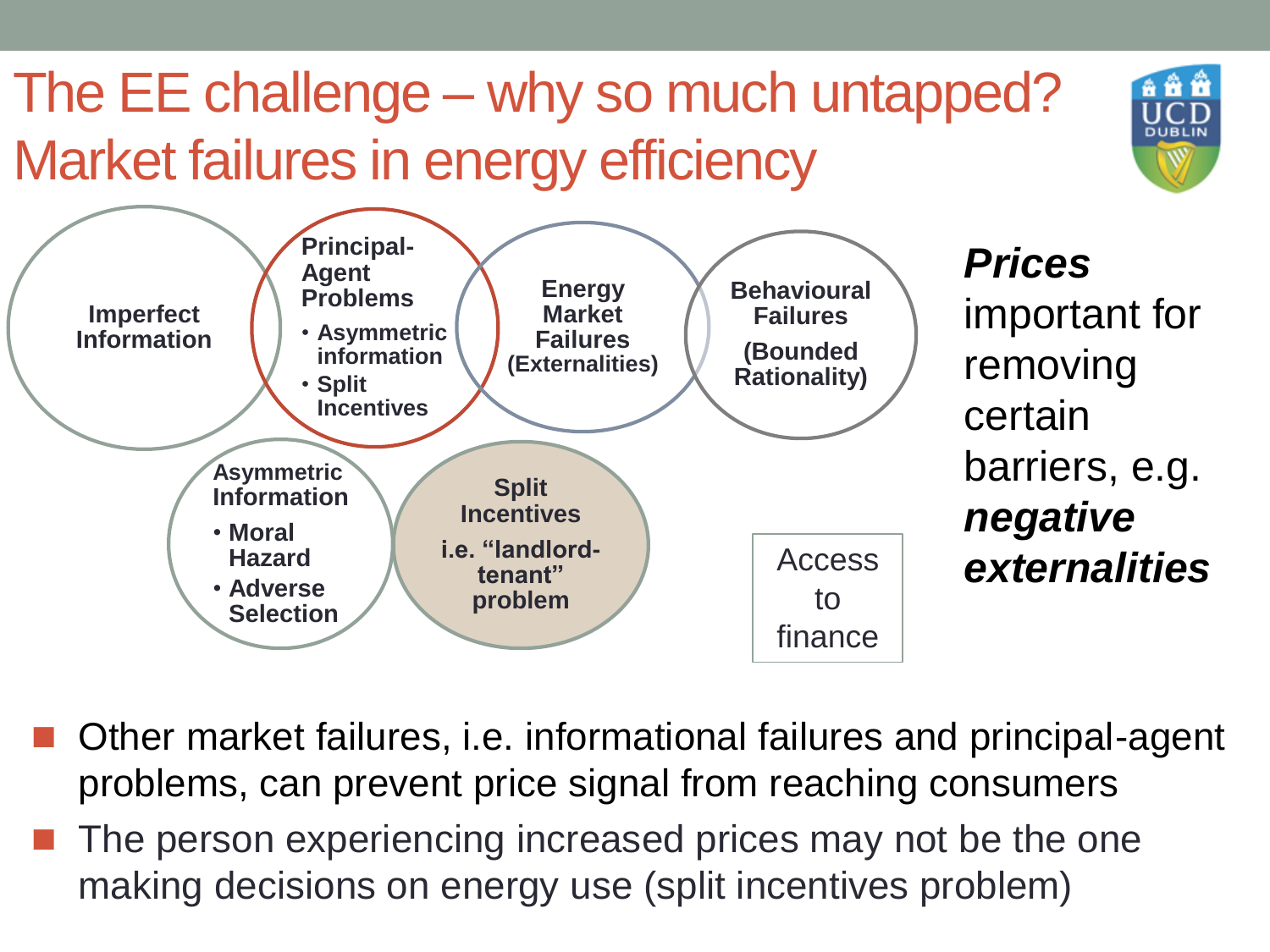# The EE challenge – why so much untapped? Market failures in energy efficiency

**Imperfect Information**

**Principal-Agent Problems**
- **Asymmetric information**
- **Split Incentives**

**Energy Market Failures (Externalities)**

**Behavioural Failures**
**(Bounded Rationality)**

**Asymmetric Information**
- **Moral Hazard**
- **Adverse Selection**

**Split Incentives**
**i.e. "landlord-tenant" problem**

Access to finance

***Prices*** important for removing certain barriers, e.g. ***negative externalities***

- Other market failures, i.e. informational failures and principal-agent problems, can prevent price signal from reaching consumers
- The person experiencing increased prices may not be the one making decisions on energy use (split incentives problem)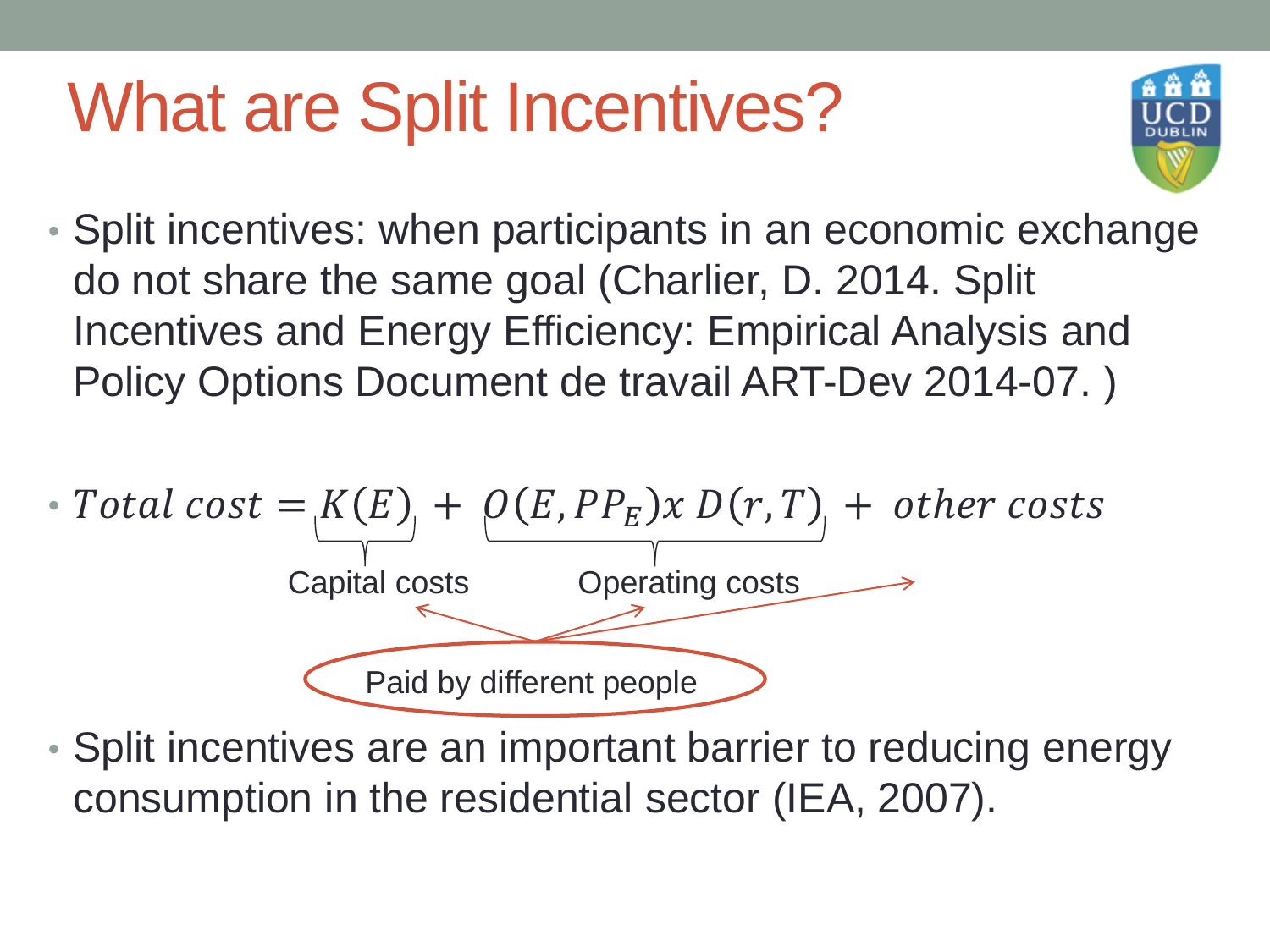# What are Split Incentives?

- Split incentives: when participants in an economic exchange do not share the same goal (Charlier, D. 2014. Split Incentives and Energy Efficiency: Empirical Analysis and Policy Options Document de travail ART-Dev 2014-07. )

- $$Total\ cost = \underbrace{K(E)}_{\text{Capital costs}} + \underbrace{O(E, PP_E) x\ D(r, T)}_{\text{Operating costs}} + \ other\ costs$$

  Paid by different people

- Split incentives are an important barrier to reducing energy consumption in the residential sector (IEA, 2007).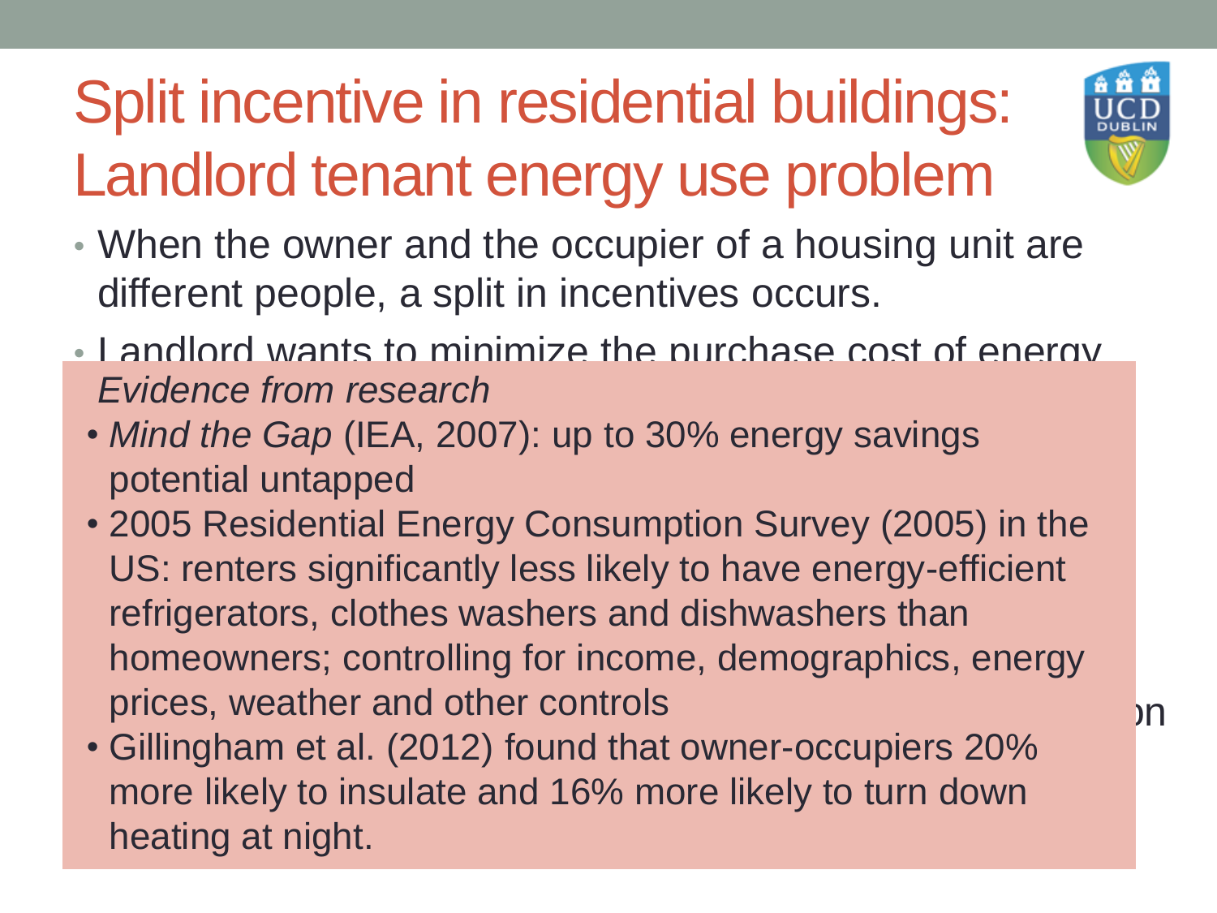# Split incentive in residential buildings: Landlord tenant energy use problem

- When the owner and the occupier of a housing unit are different people, a split in incentives occurs.
- Landlord wants to minimize the purchase cost of energy

*Evidence from research*

- *Mind the Gap* (IEA, 2007): up to 30% energy savings potential untapped
- 2005 Residential Energy Consumption Survey (2005) in the US: renters significantly less likely to have energy-efficient refrigerators, clothes washers and dishwashers than homeowners; controlling for income, demographics, energy prices, weather and other controls
- Gillingham et al. (2012) found that owner-occupiers 20% more likely to insulate and 16% more likely to turn down heating at night.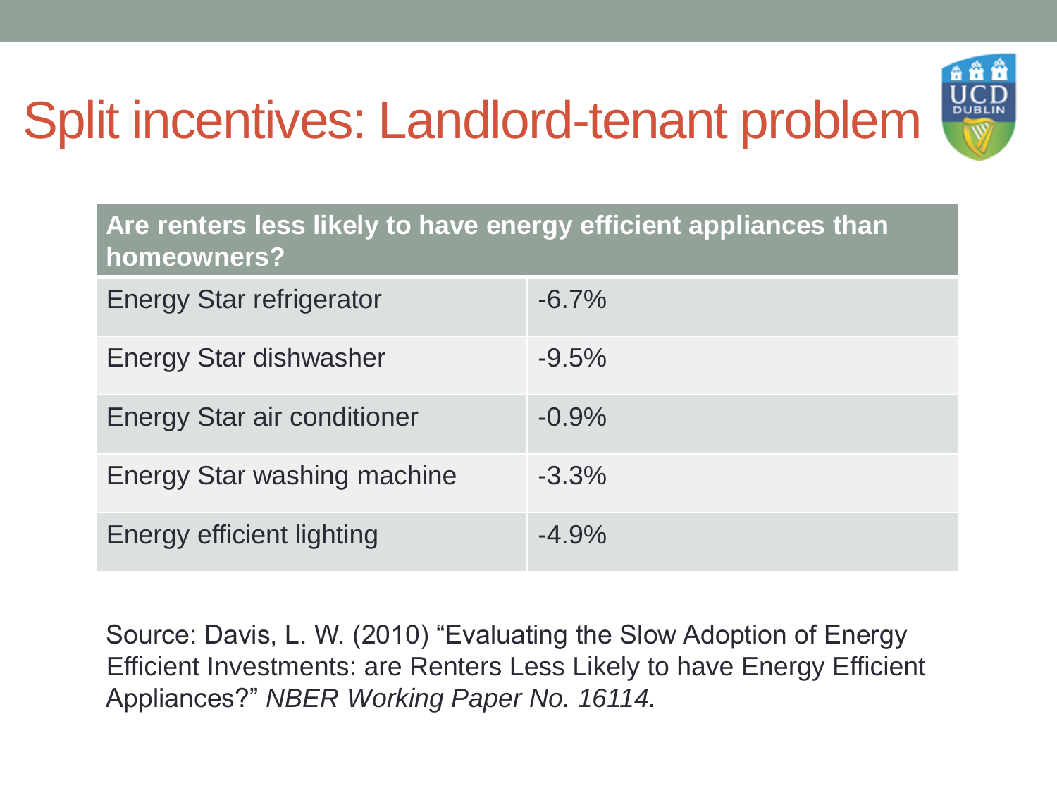# Split incentives: Landlord-tenant problem

| Are renters less likely to have energy efficient appliances than homeowners? | |
|---|---|
| Energy Star refrigerator | -6.7% |
| Energy Star dishwasher | -9.5% |
| Energy Star air conditioner | -0.9% |
| Energy Star washing machine | -3.3% |
| Energy efficient lighting | -4.9% |

Source: Davis, L. W. (2010) "Evaluating the Slow Adoption of Energy Efficient Investments: are Renters Less Likely to have Energy Efficient Appliances?" *NBER Working Paper No. 16114.*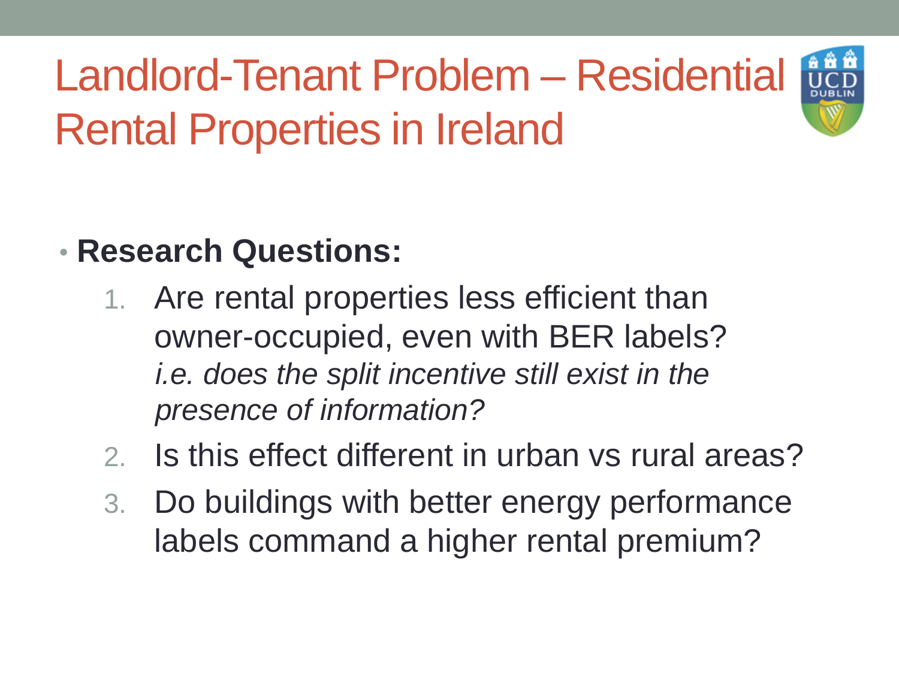# Landlord-Tenant Problem – Residential Rental Properties in Ireland

- **Research Questions:**
  1. Are rental properties less efficient than owner-occupied, even with BER labels?
     *i.e. does the split incentive still exist in the presence of information?*
  2. Is this effect different in urban vs rural areas?
  3. Do buildings with better energy performance labels command a higher rental premium?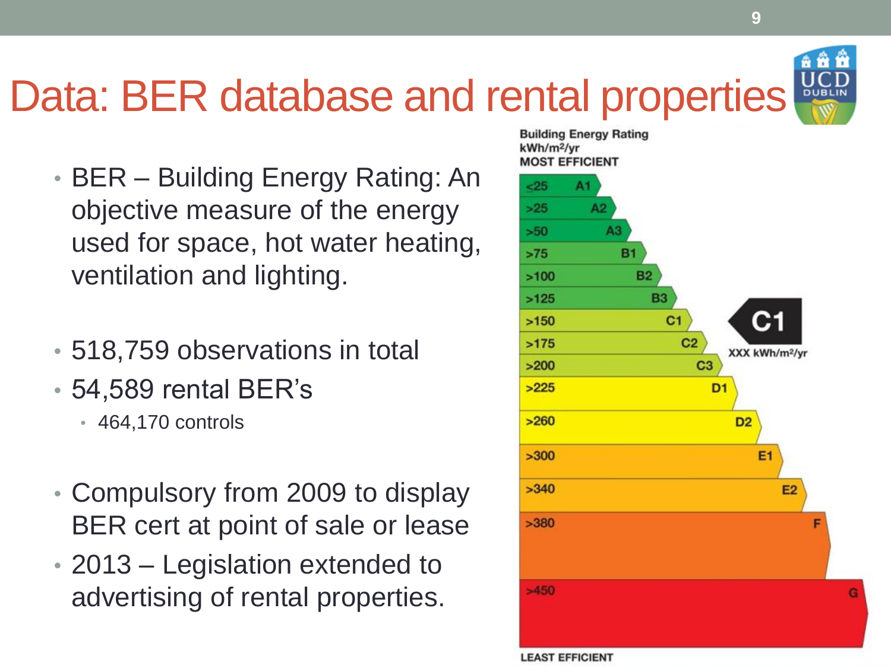# Data: BER database and rental properties

- BER – Building Energy Rating: An objective measure of the energy used for space, hot water heating, ventilation and lighting.

- 518,759 observations in total
- 54,589 rental BER's
  - 464,170 controls

- Compulsory from 2009 to display BER cert at point of sale or lease
- 2013 – Legislation extended to advertising of rental properties.

Building Energy Rating
kWh/m²/yr
MOST EFFICIENT

| kWh/m²/yr | Rating |
|---|---|
| ≤25 | A1 |
| >25 | A2 |
| >50 | A3 |
| >75 | B1 |
| >100 | B2 |
| >125 | B3 |
| >150 | C1 |
| >175 | C2 |
| >200 | C3 |
| >225 | D1 |
| >260 | D2 |
| >300 | E1 |
| >340 | E2 |
| >380 | F |
| >450 | G |

C1
XXX kWh/m²/yr

LEAST EFFICIENT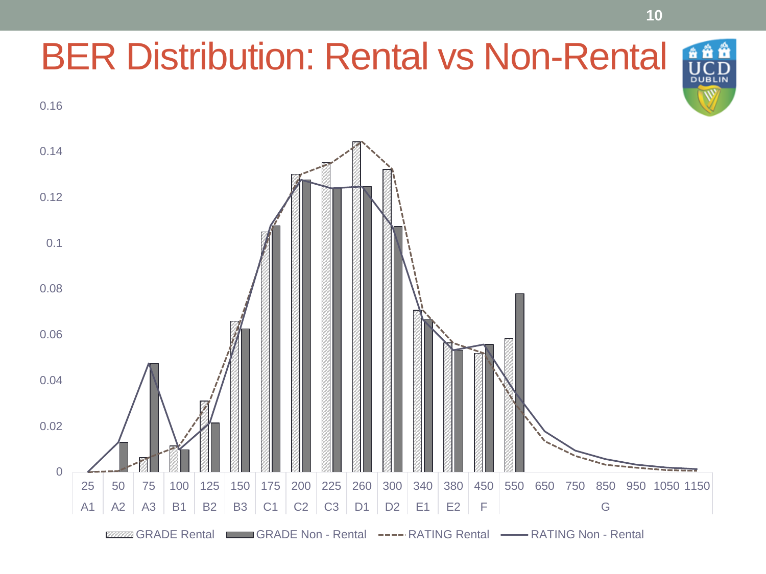# BER Distribution: Rental vs Non-Rental

0.16

0.14

0.12

0.1

0.08

0.06

0.04

0.02

0

| 25 | 50 | 75 | 100 | 125 | 150 | 175 | 200 | 225 | 260 | 300 | 340 | 380 | 450 | 550 | 650 | 750 | 850 | 950 | 1050 | 1150 |
|---|---|---|---|---|---|---|---|---|---|---|---|---|---|---|---|---|---|---|---|---|
| A1 | A2 | A3 | B1 | B2 | B3 | C1 | C2 | C3 | D1 | D2 | E1 | E2 | F | G | | | | | | |

GRADE Rental | GRADE Non - Rental | RATING Rental | RATING Non - Rental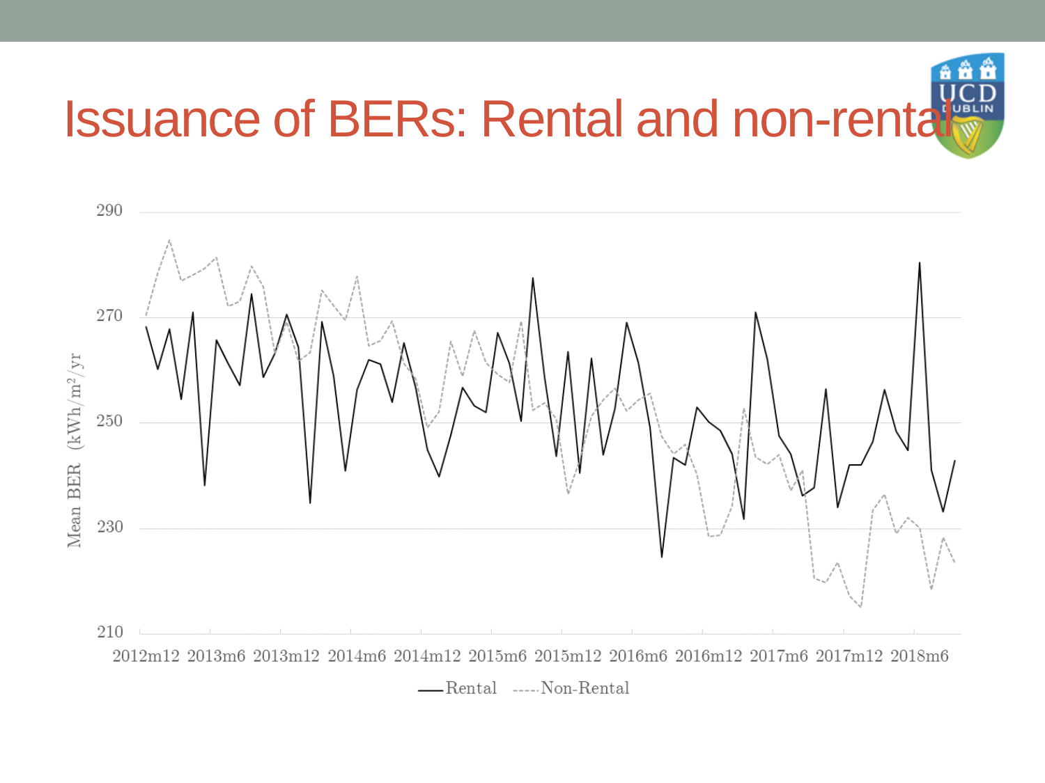# Issuance of BERs: Rental and non-rental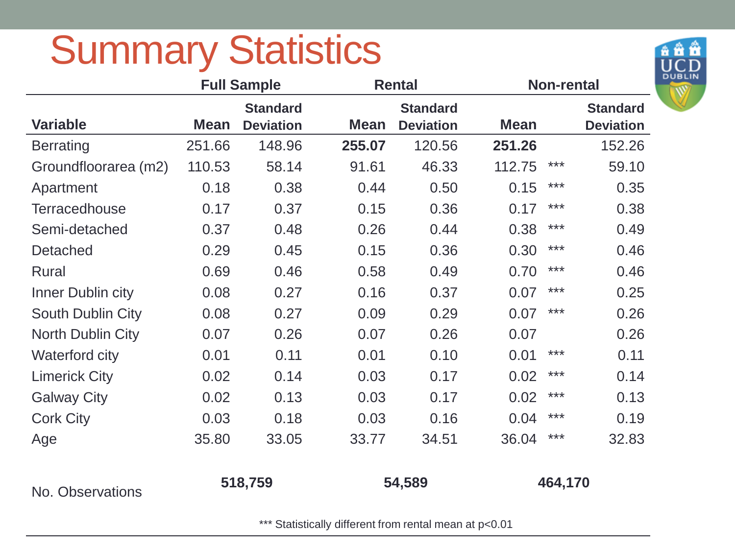# Summary Statistics

| Variable | Full Sample Mean | Full Sample Standard Deviation | Rental Mean | Rental Standard Deviation | Non-rental Mean | | Non-rental Standard Deviation |
|---|---|---|---|---|---|---|---|
| Berrating | 251.66 | 148.96 | **255.07** | 120.56 | **251.26** | | 152.26 |
| Groundfloorarea (m2) | 110.53 | 58.14 | 91.61 | 46.33 | 112.75 | *** | 59.10 |
| Apartment | 0.18 | 0.38 | 0.44 | 0.50 | 0.15 | *** | 0.35 |
| Terracedhouse | 0.17 | 0.37 | 0.15 | 0.36 | 0.17 | *** | 0.38 |
| Semi-detached | 0.37 | 0.48 | 0.26 | 0.44 | 0.38 | *** | 0.49 |
| Detached | 0.29 | 0.45 | 0.15 | 0.36 | 0.30 | *** | 0.46 |
| Rural | 0.69 | 0.46 | 0.58 | 0.49 | 0.70 | *** | 0.46 |
| Inner Dublin city | 0.08 | 0.27 | 0.16 | 0.37 | 0.07 | *** | 0.25 |
| South Dublin City | 0.08 | 0.27 | 0.09 | 0.29 | 0.07 | *** | 0.26 |
| North Dublin City | 0.07 | 0.26 | 0.07 | 0.26 | 0.07 | | 0.26 |
| Waterford city | 0.01 | 0.11 | 0.01 | 0.10 | 0.01 | *** | 0.11 |
| Limerick City | 0.02 | 0.14 | 0.03 | 0.17 | 0.02 | *** | 0.14 |
| Galway City | 0.02 | 0.13 | 0.03 | 0.17 | 0.02 | *** | 0.13 |
| Cork City | 0.03 | 0.18 | 0.03 | 0.16 | 0.04 | *** | 0.19 |
| Age | 35.80 | 33.05 | 33.77 | 34.51 | 36.04 | *** | 32.83 |
| No. Observations | **518,759** | | **54,589** | | **464,170** | | |

*** Statistically different from rental mean at $p<0.01$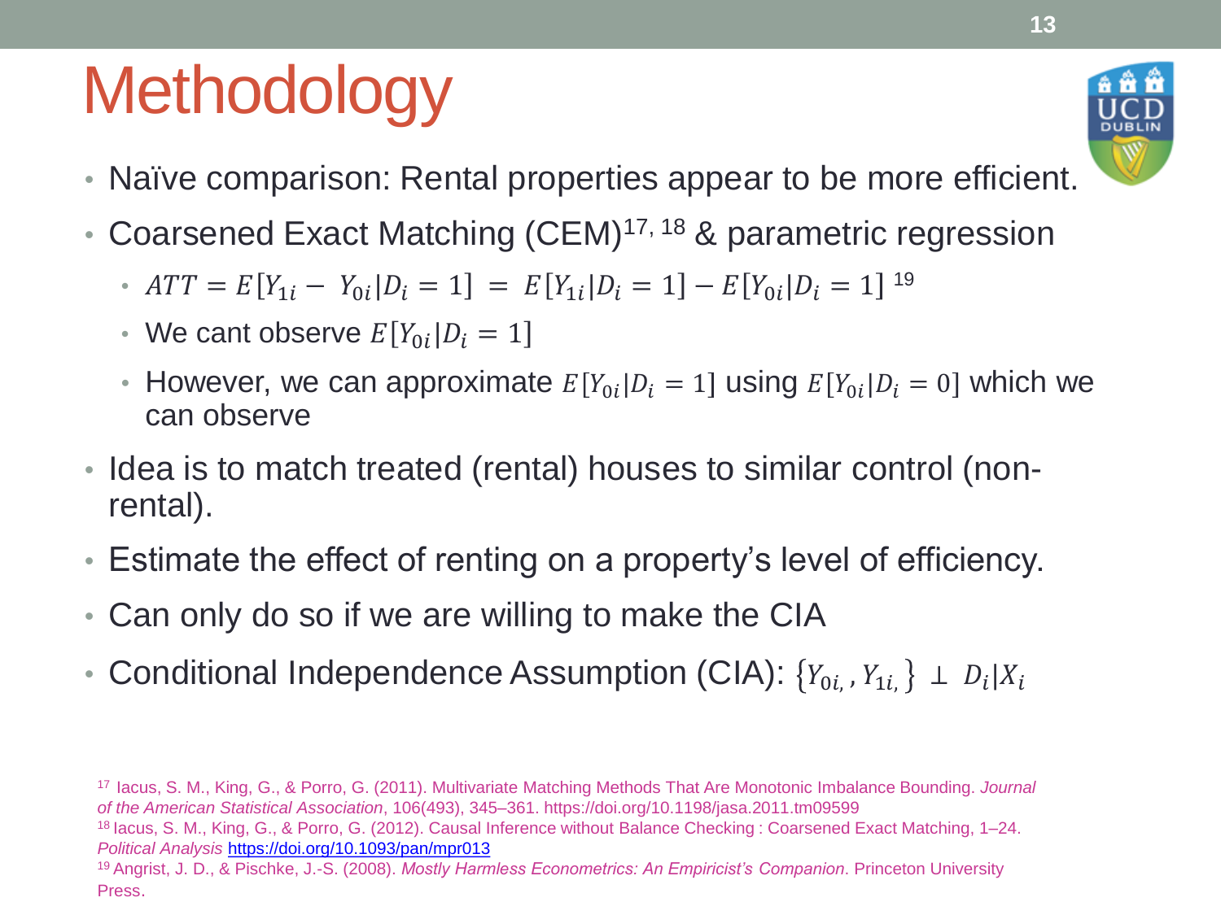# Methodology

- Naïve comparison: Rental properties appear to be more efficient.
- Coarsened Exact Matching (CEM)[17, 18] & parametric regression
  - $ATT = E[Y_{1i} - Y_{0i}|D_i = 1] = E[Y_{1i}|D_i = 1] - E[Y_{0i}|D_i = 1]$ [19]
  - We cant observe $E[Y_{0i}|D_i = 1]$
  - However, we can approximate $E[Y_{0i}|D_i = 1]$ using $E[Y_{0i}|D_i = 0]$ which we can observe
- Idea is to match treated (rental) houses to similar control (non-rental).
- Estimate the effect of renting on a property's level of efficiency.
- Can only do so if we are willing to make the CIA
- Conditional Independence Assumption (CIA): $\{Y_{0i,}, Y_{1i,}\} \perp D_i|X_i$

[17] Iacus, S. M., King, G., & Porro, G. (2011). Multivariate Matching Methods That Are Monotonic Imbalance Bounding. *Journal of the American Statistical Association*, 106(493), 345–361. https://doi.org/10.1198/jasa.2011.tm09599

[18] Iacus, S. M., King, G., & Porro, G. (2012). Causal Inference without Balance Checking : Coarsened Exact Matching, 1–24. *Political Analysis* https://doi.org/10.1093/pan/mpr013

[19] Angrist, J. D., & Pischke, J.-S. (2008). *Mostly Harmless Econometrics: An Empiricist's Companion*. Princeton University Press.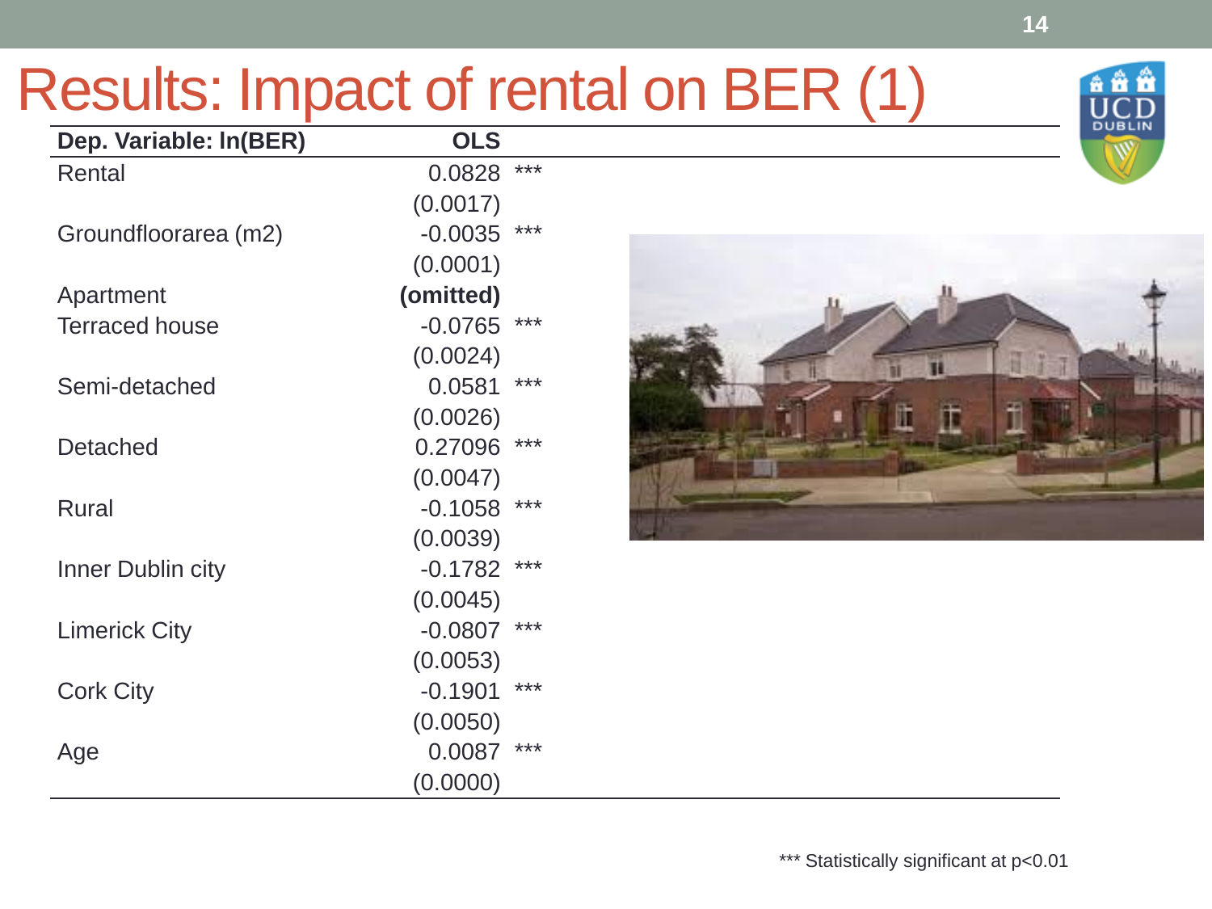# Results: Impact of rental on BER (1)

| Dep. Variable: ln(BER) | OLS | |
|---|---|---|
| Rental | 0.0828 | *** |
| | (0.0017) | |
| Groundfloorarea (m2) | -0.0035 | *** |
| | (0.0001) | |
| Apartment | **(omitted)** | |
| Terraced house | -0.0765 | *** |
| | (0.0024) | |
| Semi-detached | 0.0581 | *** |
| | (0.0026) | |
| Detached | 0.27096 | *** |
| | (0.0047) | |
| Rural | -0.1058 | *** |
| | (0.0039) | |
| Inner Dublin city | -0.1782 | *** |
| | (0.0045) | |
| Limerick City | -0.0807 | *** |
| | (0.0053) | |
| Cork City | -0.1901 | *** |
| | (0.0050) | |
| Age | 0.0087 | *** |
| | (0.0000) | |

*** Statistically significant at $p<0.01$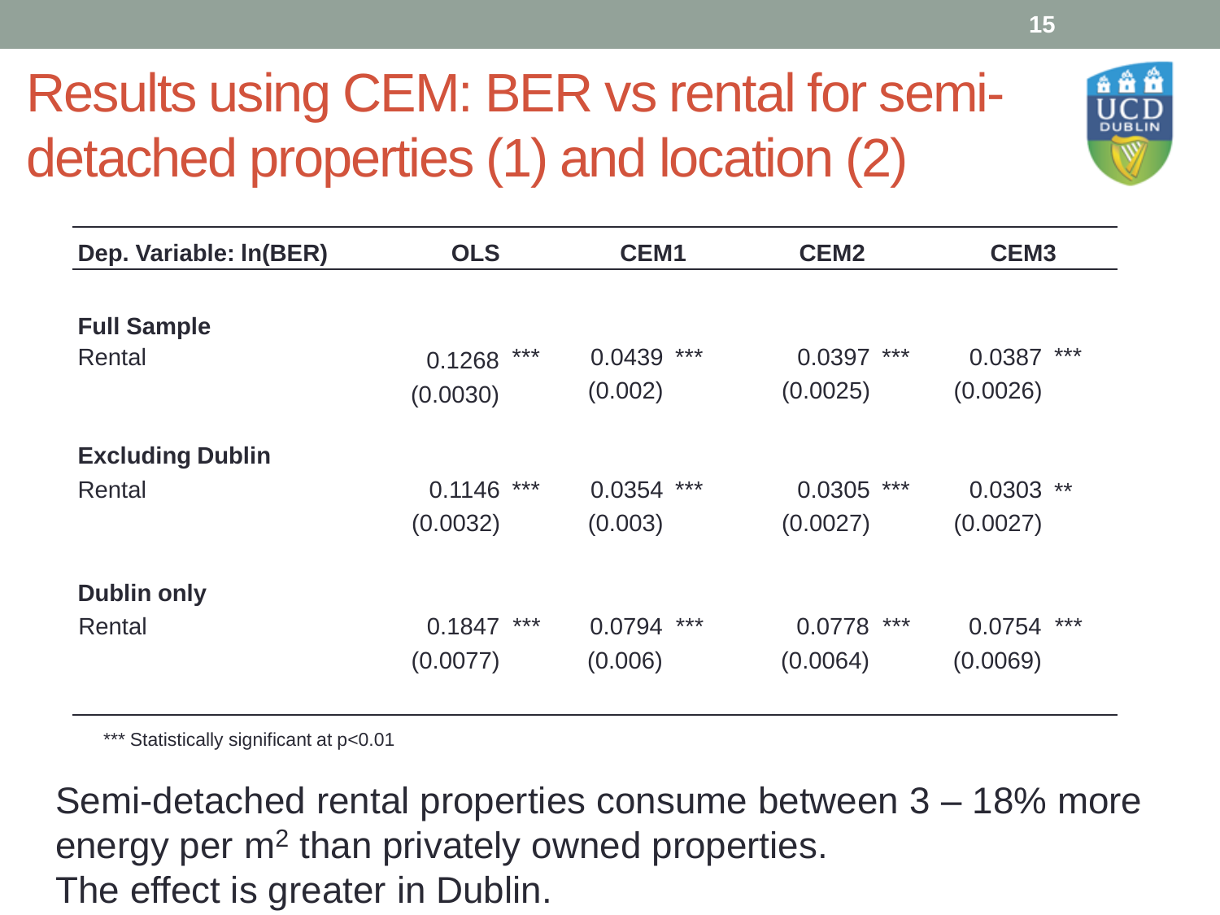# Results using CEM: BER vs rental for semi-detached properties (1) and location (2)

| Dep. Variable: ln(BER) | OLS | CEM1 | CEM2 | CEM3 |
|---|---|---|---|---|
| **Full Sample** | | | | |
| Rental | 0.1268 *** | 0.0439 *** | 0.0397 *** | 0.0387 *** |
| | (0.0030) | (0.002) | (0.0025) | (0.0026) |
| **Excluding Dublin** | | | | |
| Rental | 0.1146 *** | 0.0354 *** | 0.0305 *** | 0.0303 ** |
| | (0.0032) | (0.003) | (0.0027) | (0.0027) |
| **Dublin only** | | | | |
| Rental | 0.1847 *** | 0.0794 *** | 0.0778 *** | 0.0754 *** |
| | (0.0077) | (0.006) | (0.0064) | (0.0069) |

*** Statistically significant at $p<0.01$

Semi-detached rental properties consume between 3 – 18% more energy per $m^2$ than privately owned properties.
The effect is greater in Dublin.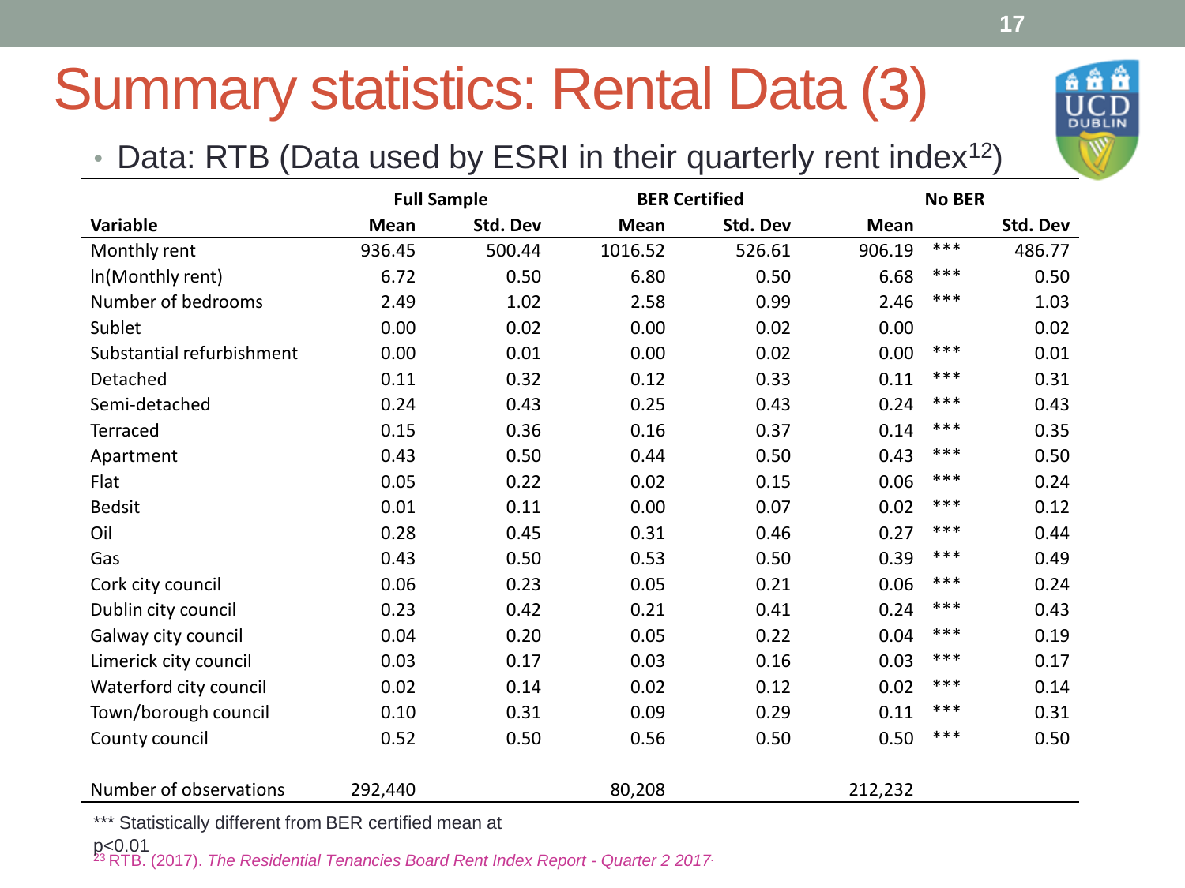# Summary statistics: Rental Data (3)

- Data: RTB (Data used by ESRI in their quarterly rent index[12])

| Variable | Full Sample | | BER Certified | | No BER | | |
|---|---|---|---|---|---|---|---|
| | Mean | Std. Dev | Mean | Std. Dev | Mean | | Std. Dev |
| Monthly rent | 936.45 | 500.44 | 1016.52 | 526.61 | 906.19 | *** | 486.77 |
| ln(Monthly rent) | 6.72 | 0.50 | 6.80 | 0.50 | 6.68 | *** | 0.50 |
| Number of bedrooms | 2.49 | 1.02 | 2.58 | 0.99 | 2.46 | *** | 1.03 |
| Sublet | 0.00 | 0.02 | 0.00 | 0.02 | 0.00 | | 0.02 |
| Substantial refurbishment | 0.00 | 0.01 | 0.00 | 0.02 | 0.00 | *** | 0.01 |
| Detached | 0.11 | 0.32 | 0.12 | 0.33 | 0.11 | *** | 0.31 |
| Semi-detached | 0.24 | 0.43 | 0.25 | 0.43 | 0.24 | *** | 0.43 |
| Terraced | 0.15 | 0.36 | 0.16 | 0.37 | 0.14 | *** | 0.35 |
| Apartment | 0.43 | 0.50 | 0.44 | 0.50 | 0.43 | *** | 0.50 |
| Flat | 0.05 | 0.22 | 0.02 | 0.15 | 0.06 | *** | 0.24 |
| Bedsit | 0.01 | 0.11 | 0.00 | 0.07 | 0.02 | *** | 0.12 |
| Oil | 0.28 | 0.45 | 0.31 | 0.46 | 0.27 | *** | 0.44 |
| Gas | 0.43 | 0.50 | 0.53 | 0.50 | 0.39 | *** | 0.49 |
| Cork city council | 0.06 | 0.23 | 0.05 | 0.21 | 0.06 | *** | 0.24 |
| Dublin city council | 0.23 | 0.42 | 0.21 | 0.41 | 0.24 | *** | 0.43 |
| Galway city council | 0.04 | 0.20 | 0.05 | 0.22 | 0.04 | *** | 0.19 |
| Limerick city council | 0.03 | 0.17 | 0.03 | 0.16 | 0.03 | *** | 0.17 |
| Waterford city council | 0.02 | 0.14 | 0.02 | 0.12 | 0.02 | *** | 0.14 |
| Town/borough council | 0.10 | 0.31 | 0.09 | 0.29 | 0.11 | *** | 0.31 |
| County council | 0.52 | 0.50 | 0.56 | 0.50 | 0.50 | *** | 0.50 |
| Number of observations | 292,440 | | 80,208 | | 212,232 | | |

*** Statistically different from BER certified mean at $p<0.01$

[23] RTB. (2017). *The Residential Tenancies Board Rent Index Report - Quarter 2 2017*.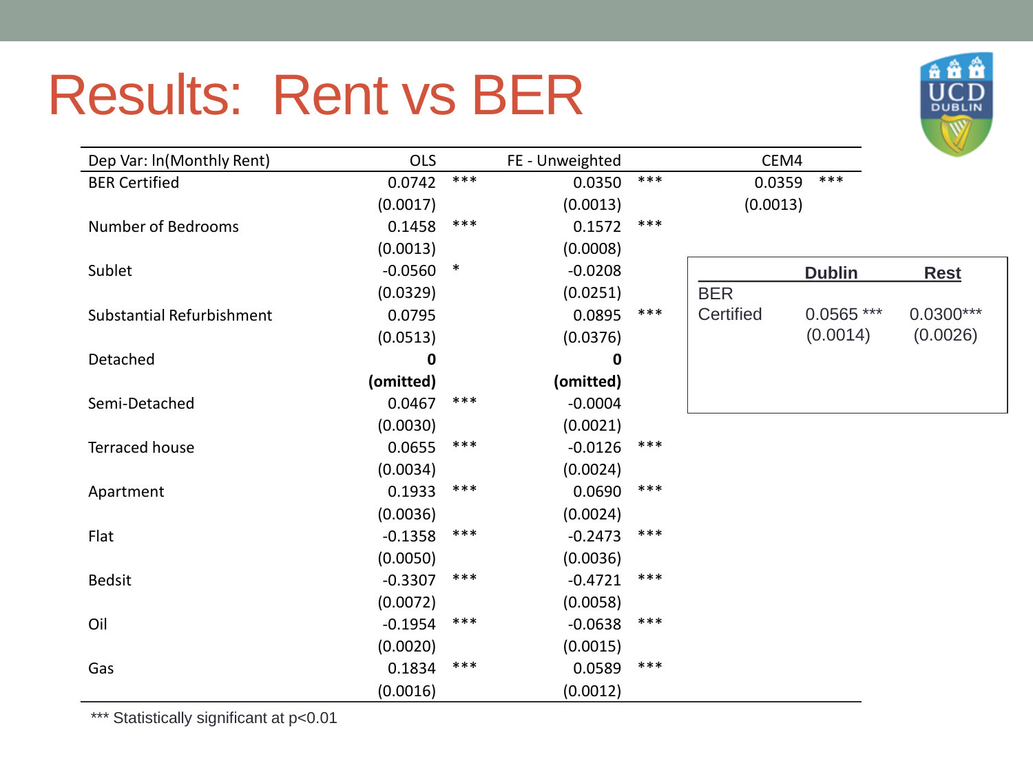# Results: Rent vs BER

| Dep Var: ln(Monthly Rent) | OLS | | FE - Unweighted | | CEM4 | |
|---|---|---|---|---|---|---|
| BER Certified | 0.0742 | *** | 0.0350 | *** | 0.0359 | *** |
| | (0.0017) | | (0.0013) | | (0.0013) | |
| Number of Bedrooms | 0.1458 | *** | 0.1572 | *** | | |
| | (0.0013) | | (0.0008) | | | |
| Sublet | -0.0560 | * | -0.0208 | | | |
| | (0.0329) | | (0.0251) | | | |
| Substantial Refurbishment | 0.0795 | | 0.0895 | *** | | |
| | (0.0513) | | (0.0376) | | | |
| Detached | **0** | | **0** | | | |
| | **(omitted)** | | **(omitted)** | | | |
| Semi-Detached | 0.0467 | *** | -0.0004 | | | |
| | (0.0030) | | (0.0021) | | | |
| Terraced house | 0.0655 | *** | -0.0126 | *** | | |
| | (0.0034) | | (0.0024) | | | |
| Apartment | 0.1933 | *** | 0.0690 | *** | | |
| | (0.0036) | | (0.0024) | | | |
| Flat | -0.1358 | *** | -0.2473 | *** | | |
| | (0.0050) | | (0.0036) | | | |
| Bedsit | -0.3307 | *** | -0.4721 | *** | | |
| | (0.0072) | | (0.0058) | | | |
| Oil | -0.1954 | *** | -0.0638 | *** | | |
| | (0.0020) | | (0.0015) | | | |
| Gas | 0.1834 | *** | 0.0589 | *** | | |
| | (0.0016) | | (0.0012) | | | |

*** Statistically significant at p<0.01

| | **Dublin** | **Rest** |
|---|---|---|
| BER Certified | 0.0565 *** | 0.0300*** |
| | (0.0014) | (0.0026) |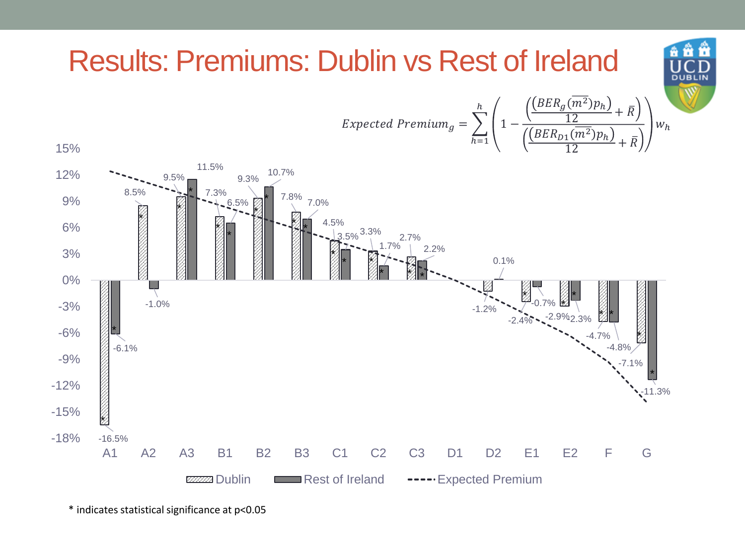# Results: Premiums: Dublin vs Rest of Ireland

$$Expected\ Premium_g = \sum_{h=1}^{h}\left(1 - \frac{\left(\frac{\left(BER_g(\overline{m^2})p_h\right)}{12} + \bar{R}\right)}{\left(\frac{\left(BER_{D1}(\overline{m^2})p_h\right)}{12} + \bar{R}\right)}\right)w_h$$

| BER | Dublin | Rest of Ireland |
|---|---|---|
| A1 | -16.5%* | -6.1%* |
| A2 | 8.5%* | -1.0% |
| A3 | 9.5%* | 11.5%* |
| B1 | 7.3%* | 6.5%* |
| B2 | 9.3%* | 10.7%* |
| B3 | 7.8%* | 7.0%* |
| C1 | 4.5%* | 3.5%* |
| C2 | 3.3%* | 1.7%* |
| C3 | 2.7%* | 2.2%* |
| D1 | | |
| D2 | -1.2% | 0.1% |
| E1 | -2.4%* | -0.7% |
| E2 | -2.9%* | -2.3%* |
| F | -4.7%* | -4.8%* |
| G | -7.1%* | -11.3%* |

Legend: Dublin; Rest of Ireland; Expected Premium (dashed line)

\* indicates statistical significance at p<0.05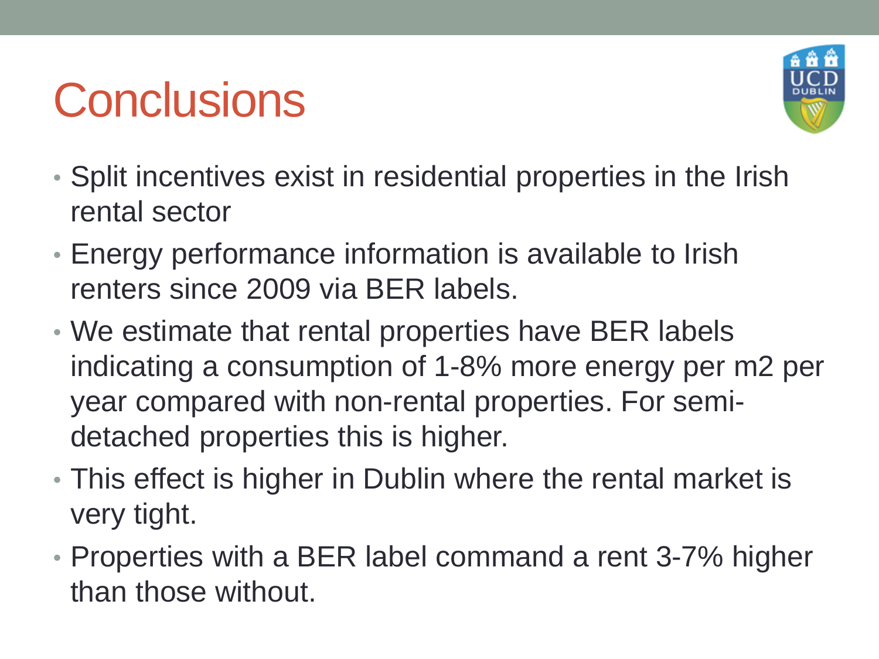# Conclusions

- Split incentives exist in residential properties in the Irish rental sector
- Energy performance information is available to Irish renters since 2009 via BER labels.
- We estimate that rental properties have BER labels indicating a consumption of 1-8% more energy per m2 per year compared with non-rental properties. For semi-detached properties this is higher.
- This effect is higher in Dublin where the rental market is very tight.
- Properties with a BER label command a rent 3-7% higher than those without.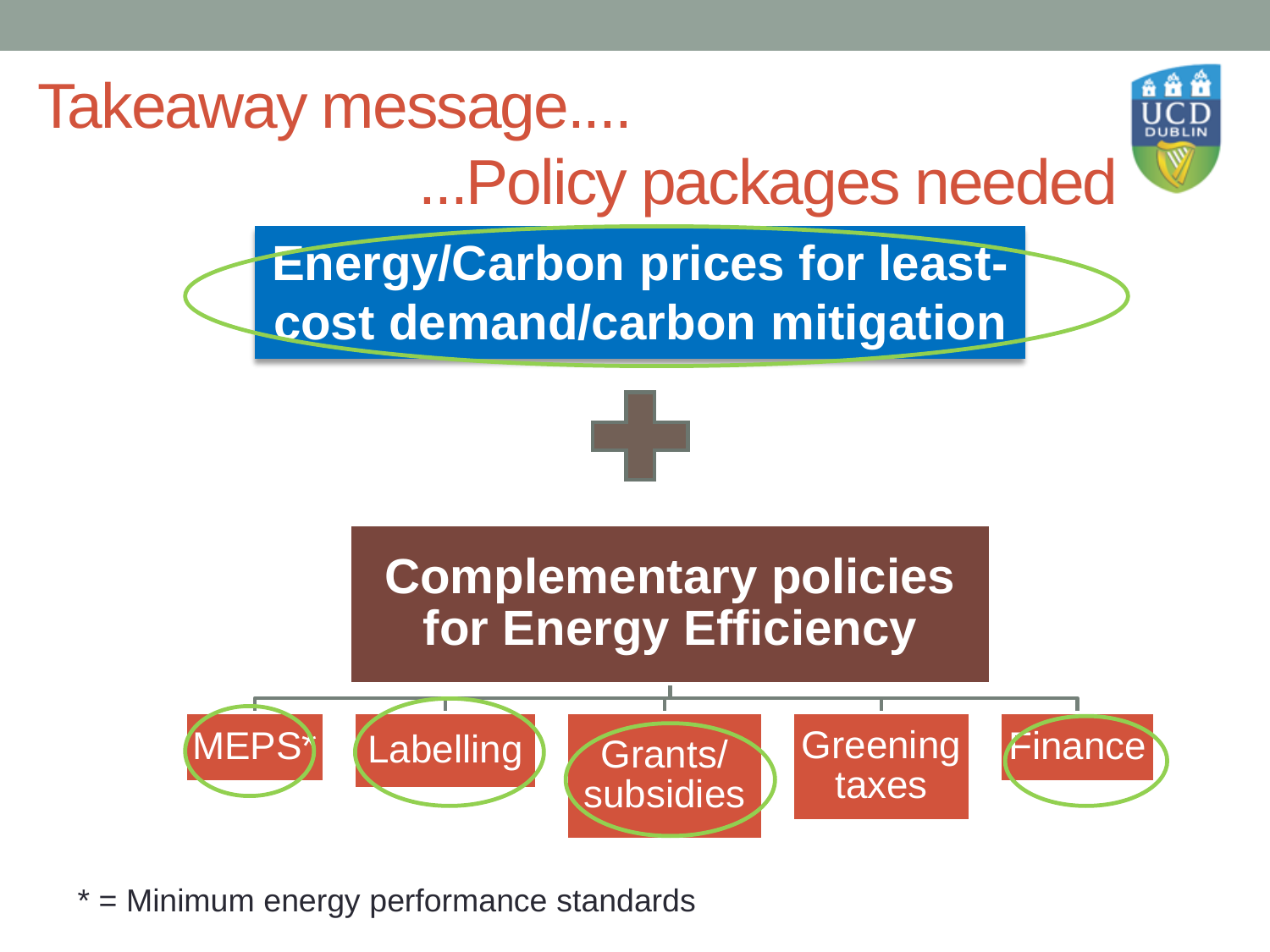# Takeaway message....

## ...Policy packages needed

**Energy/Carbon prices for least-cost demand/carbon mitigation**

+

**Complementary policies for Energy Efficiency**

- MEPS*
- Labelling
- Grants/ subsidies
- Greening taxes
- Finance

* = Minimum energy performance standards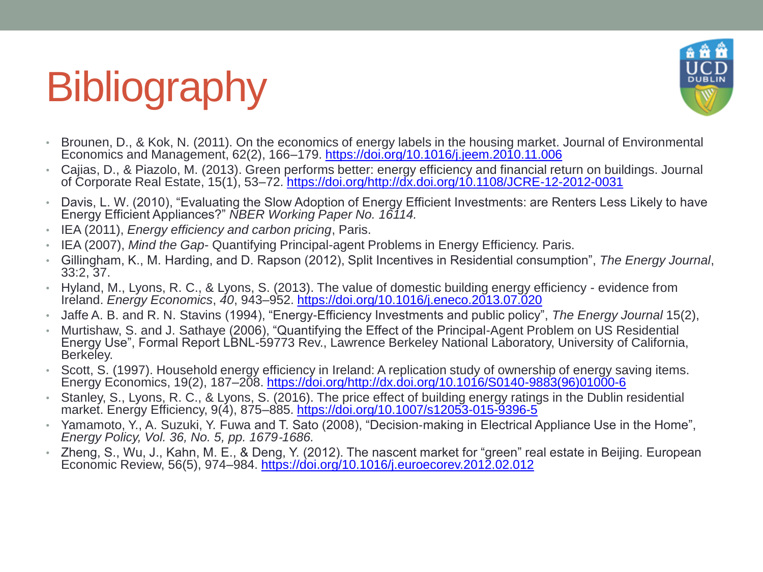# Bibliography

- Brounen, D., & Kok, N. (2011). On the economics of energy labels in the housing market. Journal of Environmental Economics and Management, 62(2), 166–179. https://doi.org/10.1016/j.jeem.2010.11.006
- Cajias, D., & Piazolo, M. (2013). Green performs better: energy efficiency and financial return on buildings. Journal of Corporate Real Estate, 15(1), 53–72. https://doi.org/http://dx.doi.org/10.1108/JCRE-12-2012-0031
- Davis, L. W. (2010), "Evaluating the Slow Adoption of Energy Efficient Investments: are Renters Less Likely to have Energy Efficient Appliances?" *NBER Working Paper No. 16114.*
- IEA (2011), *Energy efficiency and carbon pricing*, Paris.
- IEA (2007), *Mind the Gap*- Quantifying Principal-agent Problems in Energy Efficiency. Paris.
- Gillingham, K., M. Harding, and D. Rapson (2012), Split Incentives in Residential consumption", *The Energy Journal*, 33:2, 37.
- Hyland, M., Lyons, R. C., & Lyons, S. (2013). The value of domestic building energy efficiency - evidence from Ireland. *Energy Economics*, *40*, 943–952. https://doi.org/10.1016/j.eneco.2013.07.020
- Jaffe A. B. and R. N. Stavins (1994), "Energy-Efficiency Investments and public policy", *The Energy Journal* 15(2),
- Murtishaw, S. and J. Sathaye (2006), "Quantifying the Effect of the Principal-Agent Problem on US Residential Energy Use", Formal Report LBNL-59773 Rev., Lawrence Berkeley National Laboratory, University of California, Berkeley.
- Scott, S. (1997). Household energy efficiency in Ireland: A replication study of ownership of energy saving items. Energy Economics, 19(2), 187–208. https://doi.org/http://dx.doi.org/10.1016/S0140-9883(96)01000-6
- Stanley, S., Lyons, R. C., & Lyons, S. (2016). The price effect of building energy ratings in the Dublin residential market. Energy Efficiency, 9(4), 875–885. https://doi.org/10.1007/s12053-015-9396-5
- Yamamoto, Y., A. Suzuki, Y. Fuwa and T. Sato (2008), "Decision-making in Electrical Appliance Use in the Home", *Energy Policy, Vol. 36, No. 5, pp. 1679-1686.*
- Zheng, S., Wu, J., Kahn, M. E., & Deng, Y. (2012). The nascent market for "green" real estate in Beijing. European Economic Review, 56(5), 974–984. https://doi.org/10.1016/j.euroecorev.2012.02.012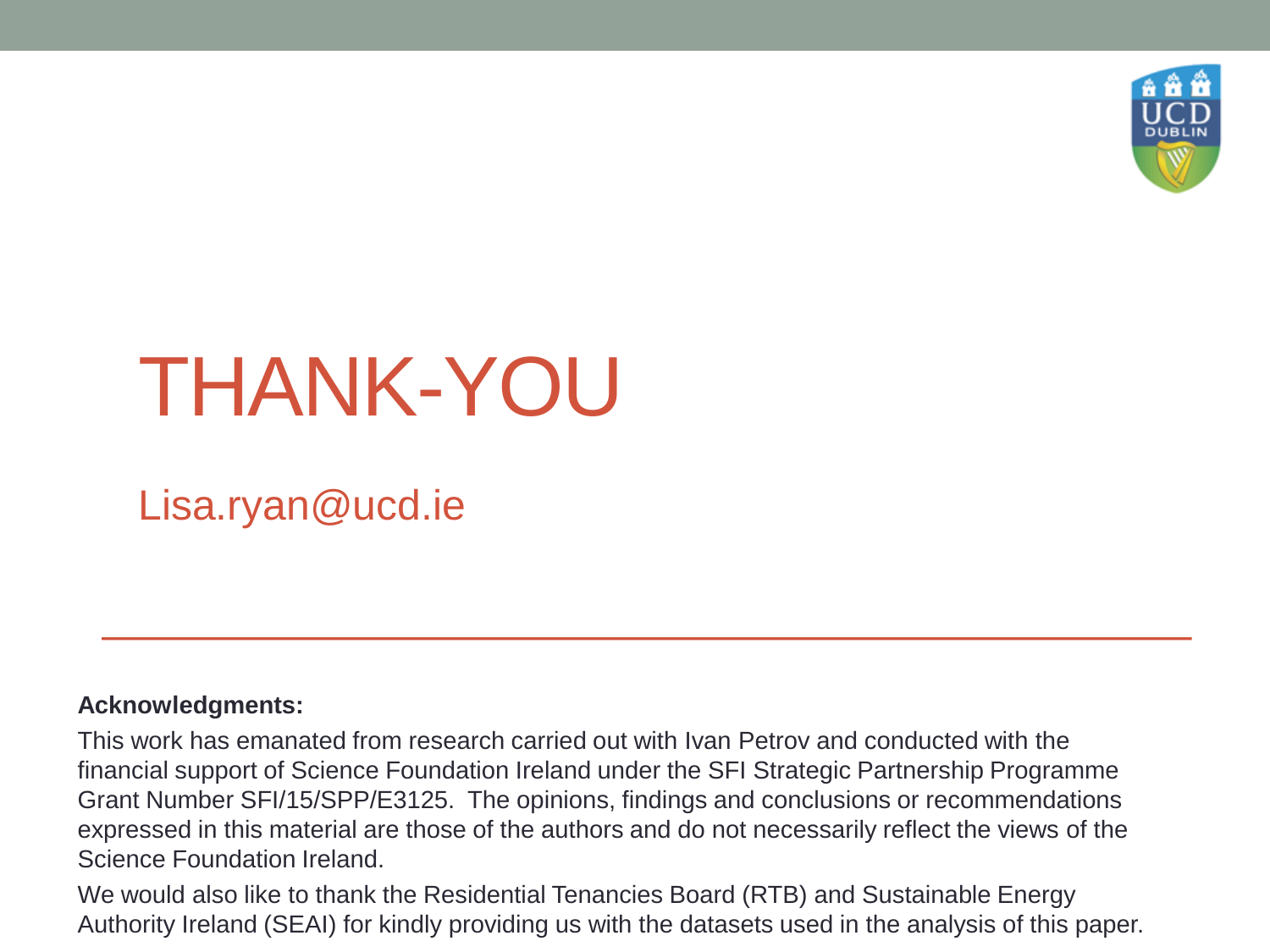# THANK-YOU

Lisa.ryan@ucd.ie

---

**Acknowledgments:**

This work has emanated from research carried out with Ivan Petrov and conducted with the financial support of Science Foundation Ireland under the SFI Strategic Partnership Programme Grant Number SFI/15/SPP/E3125. The opinions, findings and conclusions or recommendations expressed in this material are those of the authors and do not necessarily reflect the views of the Science Foundation Ireland.

We would also like to thank the Residential Tenancies Board (RTB) and Sustainable Energy Authority Ireland (SEAI) for kindly providing us with the datasets used in the analysis of this paper.